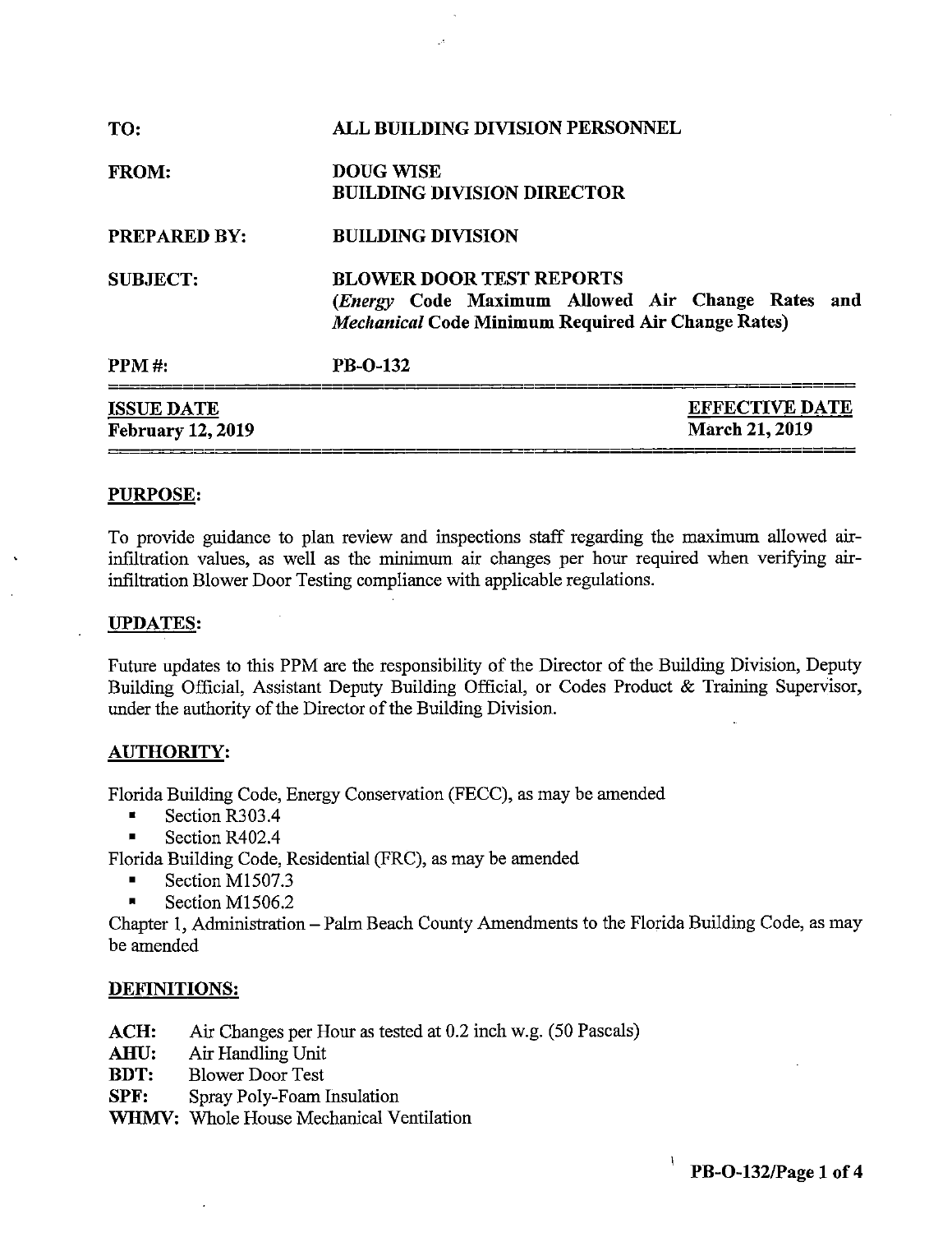| | |
|---|---|
| **TO:** | **ALL BUILDING DIVISION PERSONNEL** |
| **FROM:** | **DOUG WISE**<br>**BUILDING DIVISION DIRECTOR** |
| **PREPARED BY:** | **BUILDING DIVISION** |
| **SUBJECT:** | **BLOWER DOOR TEST REPORTS**<br>**(*Energy* Code Maximum Allowed Air Change Rates and *Mechanical* Code Minimum Required Air Change Rates)** |
| **PPM #:** | **PB-O-132** |

| **ISSUE DATE** | **EFFECTIVE DATE** |
|---|---|
| **February 12, 2019** | **March 21, 2019** |

## PURPOSE:

To provide guidance to plan review and inspections staff regarding the maximum allowed air-infiltration values, as well as the minimum air changes per hour required when verifying air-infiltration Blower Door Testing compliance with applicable regulations.

## UPDATES:

Future updates to this PPM are the responsibility of the Director of the Building Division, Deputy Building Official, Assistant Deputy Building Official, or Codes Product & Training Supervisor, under the authority of the Director of the Building Division.

## AUTHORITY:

Florida Building Code, Energy Conservation (FECC), as may be amended

- Section R303.4
- Section R402.4

Florida Building Code, Residential (FRC), as may be amended

- Section M1507.3
- Section M1506.2

Chapter 1, Administration – Palm Beach County Amendments to the Florida Building Code, as may be amended

## DEFINITIONS:

**ACH:** Air Changes per Hour as tested at 0.2 inch w.g. (50 Pascals)
**AHU:** Air Handling Unit
**BDT:** Blower Door Test
**SPF:** Spray Poly-Foam Insulation
**WHMV:** Whole House Mechanical Ventilation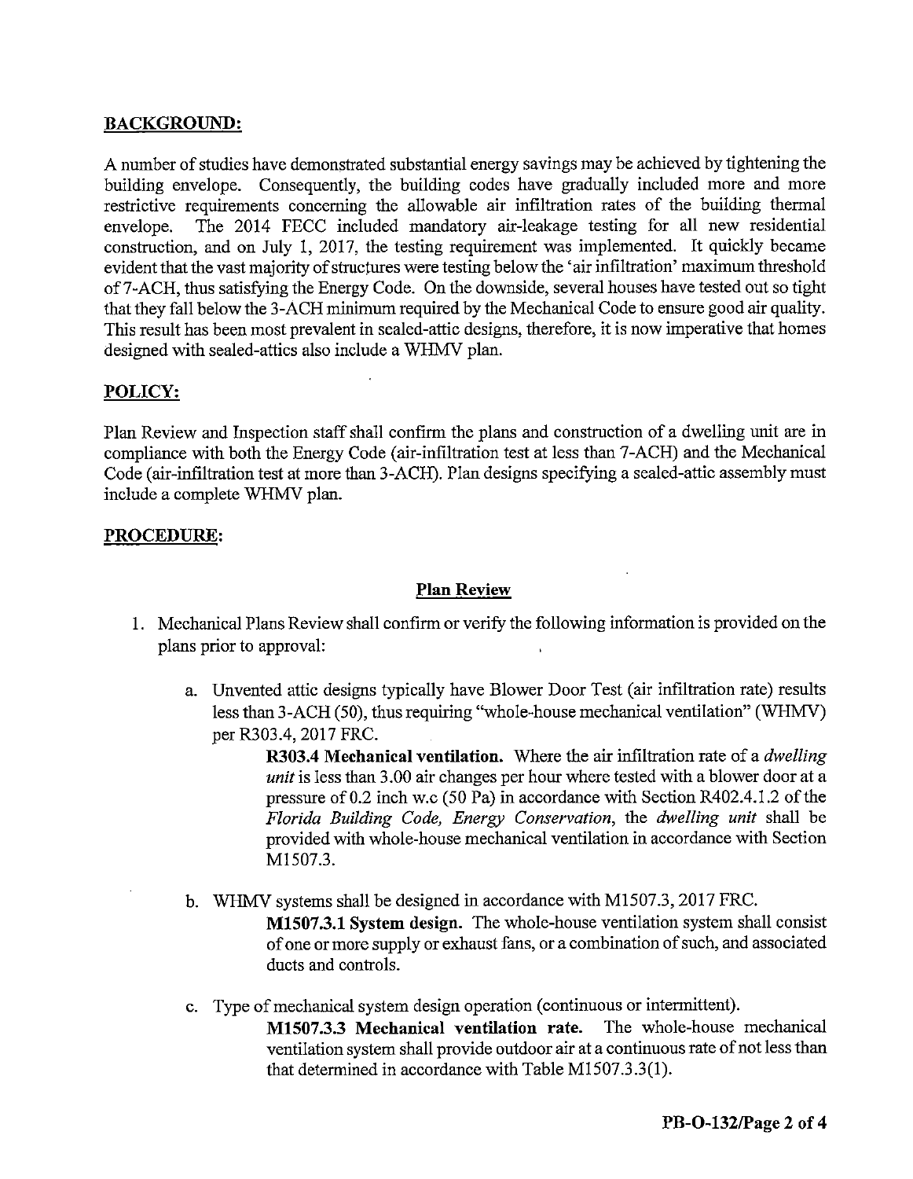## BACKGROUND:

A number of studies have demonstrated substantial energy savings may be achieved by tightening the building envelope. Consequently, the building codes have gradually included more and more restrictive requirements concerning the allowable air infiltration rates of the building thermal envelope. The 2014 FECC included mandatory air-leakage testing for all new residential construction, and on July 1, 2017, the testing requirement was implemented. It quickly became evident that the vast majority of structures were testing below the 'air infiltration' maximum threshold of 7-ACH, thus satisfying the Energy Code. On the downside, several houses have tested out so tight that they fall below the 3-ACH minimum required by the Mechanical Code to ensure good air quality. This result has been most prevalent in sealed-attic designs, therefore, it is now imperative that homes designed with sealed-attics also include a WHMV plan.

## POLICY:

Plan Review and Inspection staff shall confirm the plans and construction of a dwelling unit are in compliance with both the Energy Code (air-infiltration test at less than 7-ACH) and the Mechanical Code (air-infiltration test at more than 3-ACH). Plan designs specifying a sealed-attic assembly must include a complete WHMV plan.

## PROCEDURE:

### Plan Review

1. Mechanical Plans Review shall confirm or verify the following information is provided on the plans prior to approval:

   a. Unvented attic designs typically have Blower Door Test (air infiltration rate) results less than 3-ACH (50), thus requiring "whole-house mechanical ventilation" (WHMV) per R303.4, 2017 FRC.

      **R303.4 Mechanical ventilation.** Where the air infiltration rate of a *dwelling unit* is less than 3.00 air changes per hour where tested with a blower door at a pressure of 0.2 inch w.c (50 Pa) in accordance with Section R402.4.1.2 of the *Florida Building Code, Energy Conservation*, the *dwelling unit* shall be provided with whole-house mechanical ventilation in accordance with Section M1507.3.

   b. WHMV systems shall be designed in accordance with M1507.3, 2017 FRC.

      **M1507.3.1 System design.** The whole-house ventilation system shall consist of one or more supply or exhaust fans, or a combination of such, and associated ducts and controls.

   c. Type of mechanical system design operation (continuous or intermittent).

      **M1507.3.3 Mechanical ventilation rate.** The whole-house mechanical ventilation system shall provide outdoor air at a continuous rate of not less than that determined in accordance with Table M1507.3.3(1).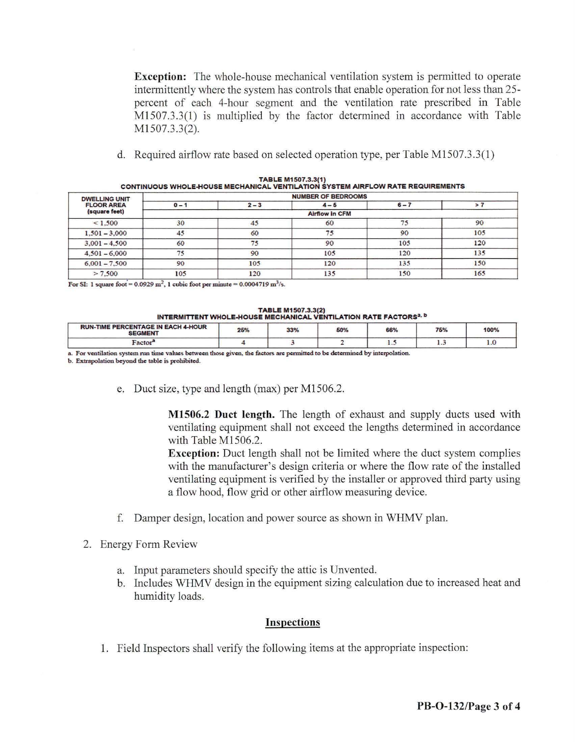**Exception:** The whole-house mechanical ventilation system is permitted to operate intermittently where the system has controls that enable operation for not less than 25-percent of each 4-hour segment and the ventilation rate prescribed in Table M1507.3.3(1) is multiplied by the factor determined in accordance with Table M1507.3.3(2).

d. Required airflow rate based on selected operation type, per Table M1507.3.3(1)

**TABLE M1507.3.3(1)**
**CONTINUOUS WHOLE-HOUSE MECHANICAL VENTILATION SYSTEM AIRFLOW RATE REQUIREMENTS**

| DWELLING UNIT FLOOR AREA (square feet) | NUMBER OF BEDROOMS | | | | |
|---|---|---|---|---|---|
| | 0 – 1 | 2 – 3 | 4 – 5 | 6 – 7 | > 7 |
| | Airflow in CFM | | | | |
| < 1,500 | 30 | 45 | 60 | 75 | 90 |
| 1,501 – 3,000 | 45 | 60 | 75 | 90 | 105 |
| 3,001 – 4,500 | 60 | 75 | 90 | 105 | 120 |
| 4,501 – 6,000 | 75 | 90 | 105 | 120 | 135 |
| 6,001 – 7,500 | 90 | 105 | 120 | 135 | 150 |
| > 7,500 | 105 | 120 | 135 | 150 | 165 |

For SI: 1 square foot = 0.0929 $m^2$, 1 cubic foot per minute = 0.0004719 $m^3/s$.

**TABLE M1507.3.3(2)**
**INTERMITTENT WHOLE-HOUSE MECHANICAL VENTILATION RATE FACTORS[a, b]**

| RUN-TIME PERCENTAGE IN EACH 4-HOUR SEGMENT | 25% | 33% | 50% | 66% | 75% | 100% |
|---|---|---|---|---|---|---|
| Factor[a] | 4 | 3 | 2 | 1.5 | 1.3 | 1.0 |

a. For ventilation system run time values between those given, the factors are permitted to be determined by interpolation.
b. Extrapolation beyond the table is prohibited.

e. Duct size, type and length (max) per M1506.2.

> **M1506.2 Duct length.** The length of exhaust and supply ducts used with ventilating equipment shall not exceed the lengths determined in accordance with Table M1506.2.
> **Exception:** Duct length shall not be limited where the duct system complies with the manufacturer's design criteria or where the flow rate of the installed ventilating equipment is verified by the installer or approved third party using a flow hood, flow grid or other airflow measuring device.

f. Damper design, location and power source as shown in WHMV plan.

2. Energy Form Review

   a. Input parameters should specify the attic is Unvented.
   b. Includes WHMV design in the equipment sizing calculation due to increased heat and humidity loads.

## Inspections

1. Field Inspectors shall verify the following items at the appropriate inspection: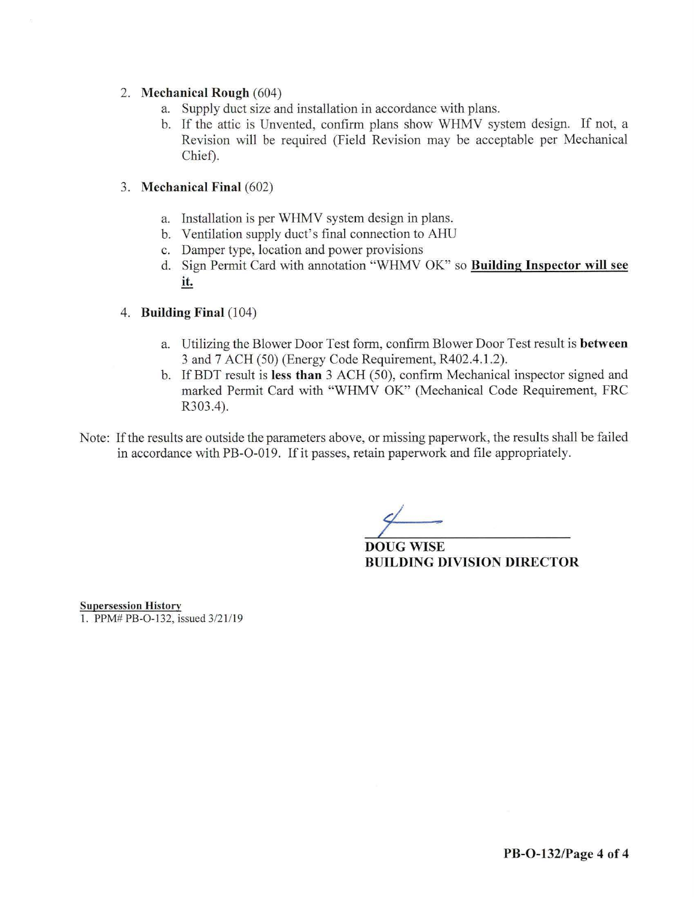2. **Mechanical Rough** (604)
   a. Supply duct size and installation in accordance with plans.
   b. If the attic is Unvented, confirm plans show WHMV system design. If not, a Revision will be required (Field Revision may be acceptable per Mechanical Chief).

3. **Mechanical Final** (602)

   a. Installation is per WHMV system design in plans.
   b. Ventilation supply duct's final connection to AHU
   c. Damper type, location and power provisions
   d. Sign Permit Card with annotation "WHMV OK" so **Building Inspector will see it.**

4. **Building Final** (104)

   a. Utilizing the Blower Door Test form, confirm Blower Door Test result is **between** 3 and 7 ACH (50) (Energy Code Requirement, R402.4.1.2).
   b. If BDT result is **less than** 3 ACH (50), confirm Mechanical inspector signed and marked Permit Card with "WHMV OK" (Mechanical Code Requirement, FRC R303.4).

Note: If the results are outside the parameters above, or missing paperwork, the results shall be failed in accordance with PB-O-019. If it passes, retain paperwork and file appropriately.

**DOUG WISE**
**BUILDING DIVISION DIRECTOR**

**Supersession History**
1. PPM# PB-O-132, issued 3/21/19